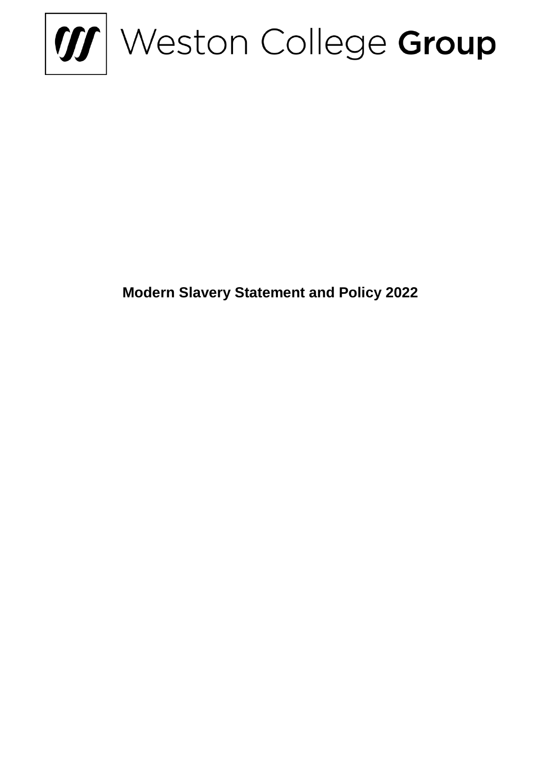Weston College **Group**

# Modern Slavery Statement and Policy 2022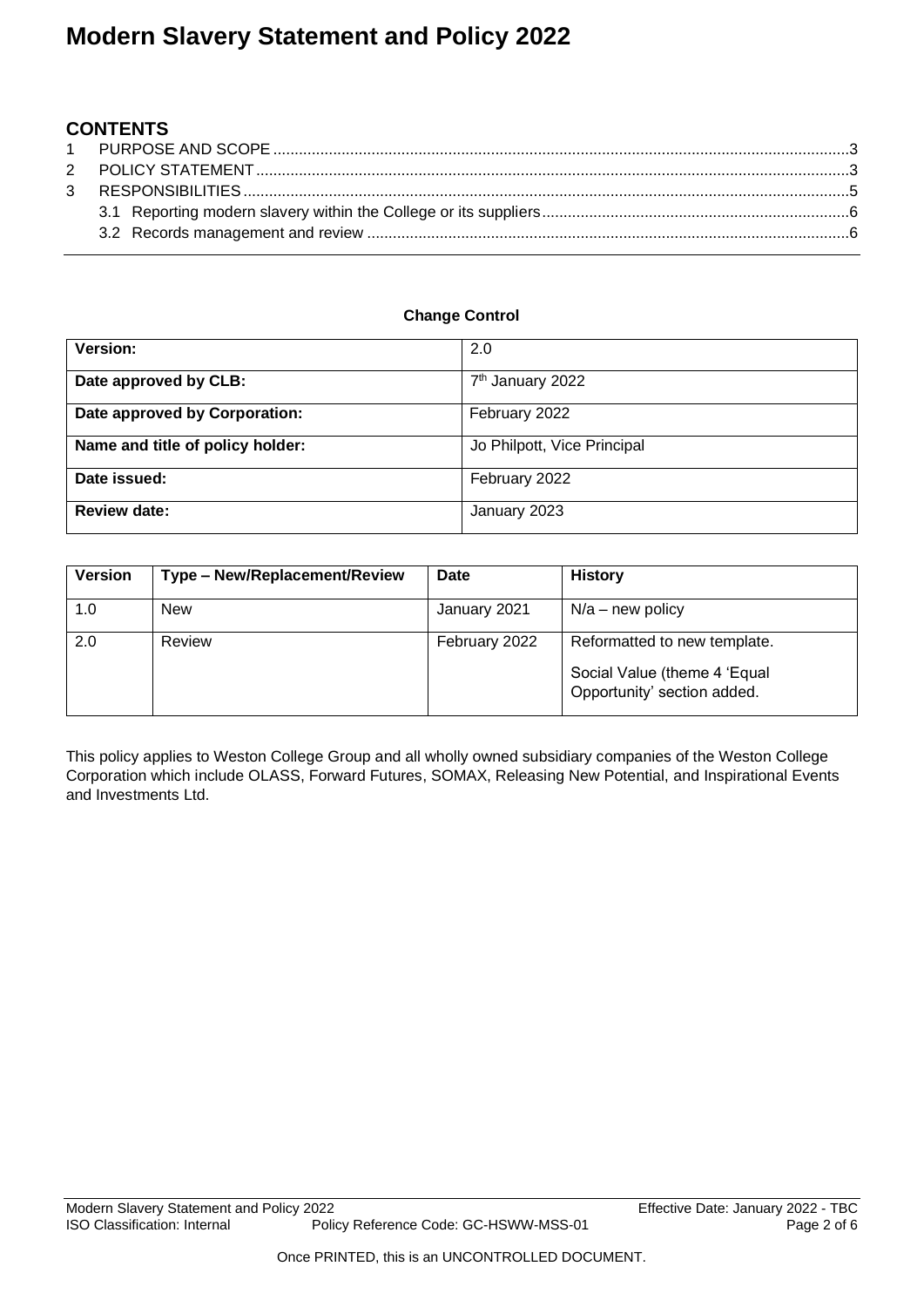## CONTENTS

1 PURPOSE AND SCOPE ....3
2 POLICY STATEMENT ....3
3 RESPONSIBILITIES ....5
  3.1 Reporting modern slavery within the College or its suppliers ....6
  3.2 Records management and review ....6

**Change Control**

| **Version:** | 2.0 |
|---|---|
| **Date approved by CLB:** | 7th January 2022 |
| **Date approved by Corporation:** | February 2022 |
| **Name and title of policy holder:** | Jo Philpott, Vice Principal |
| **Date issued:** | February 2022 |
| **Review date:** | January 2023 |

| **Version** | **Type – New/Replacement/Review** | **Date** | **History** |
|---|---|---|---|
| 1.0 | New | January 2021 | N/a – new policy |
| 2.0 | Review | February 2022 | Reformatted to new template. Social Value (theme 4 'Equal Opportunity' section added. |

This policy applies to Weston College Group and all wholly owned subsidiary companies of the Weston College Corporation which include OLASS, Forward Futures, SOMAX, Releasing New Potential, and Inspirational Events and Investments Ltd.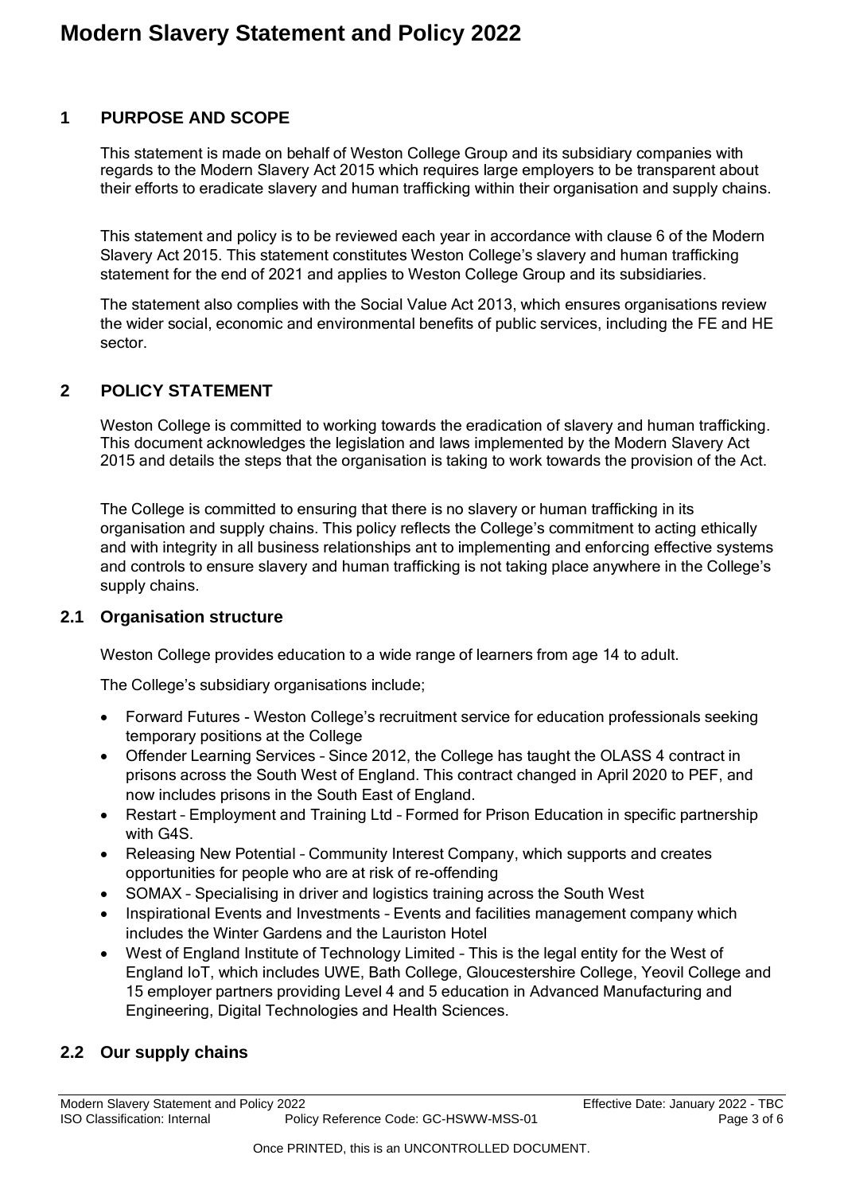# Modern Slavery Statement and Policy 2022

## 1 PURPOSE AND SCOPE

This statement is made on behalf of Weston College Group and its subsidiary companies with regards to the Modern Slavery Act 2015 which requires large employers to be transparent about their efforts to eradicate slavery and human trafficking within their organisation and supply chains.

This statement and policy is to be reviewed each year in accordance with clause 6 of the Modern Slavery Act 2015. This statement constitutes Weston College's slavery and human trafficking statement for the end of 2021 and applies to Weston College Group and its subsidiaries.

The statement also complies with the Social Value Act 2013, which ensures organisations review the wider social, economic and environmental benefits of public services, including the FE and HE sector.

## 2 POLICY STATEMENT

Weston College is committed to working towards the eradication of slavery and human trafficking. This document acknowledges the legislation and laws implemented by the Modern Slavery Act 2015 and details the steps that the organisation is taking to work towards the provision of the Act.

The College is committed to ensuring that there is no slavery or human trafficking in its organisation and supply chains. This policy reflects the College's commitment to acting ethically and with integrity in all business relationships ant to implementing and enforcing effective systems and controls to ensure slavery and human trafficking is not taking place anywhere in the College's supply chains.

### 2.1 Organisation structure

Weston College provides education to a wide range of learners from age 14 to adult.

The College's subsidiary organisations include;

- Forward Futures - Weston College's recruitment service for education professionals seeking temporary positions at the College
- Offender Learning Services – Since 2012, the College has taught the OLASS 4 contract in prisons across the South West of England. This contract changed in April 2020 to PEF, and now includes prisons in the South East of England.
- Restart – Employment and Training Ltd – Formed for Prison Education in specific partnership with G4S.
- Releasing New Potential – Community Interest Company, which supports and creates opportunities for people who are at risk of re-offending
- SOMAX – Specialising in driver and logistics training across the South West
- Inspirational Events and Investments – Events and facilities management company which includes the Winter Gardens and the Lauriston Hotel
- West of England Institute of Technology Limited – This is the legal entity for the West of England IoT, which includes UWE, Bath College, Gloucestershire College, Yeovil College and 15 employer partners providing Level 4 and 5 education in Advanced Manufacturing and Engineering, Digital Technologies and Health Sciences.

### 2.2 Our supply chains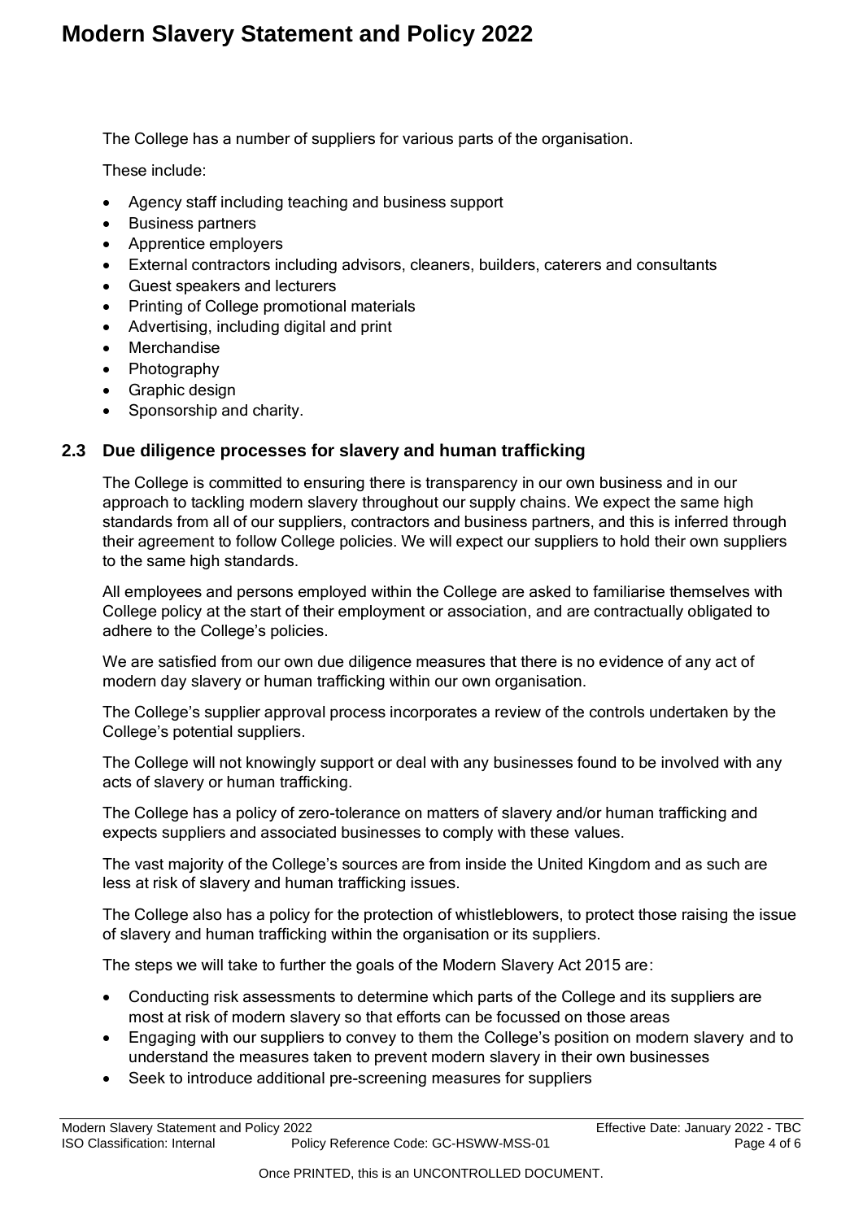The College has a number of suppliers for various parts of the organisation.

These include:

- Agency staff including teaching and business support
- Business partners
- Apprentice employers
- External contractors including advisors, cleaners, builders, caterers and consultants
- Guest speakers and lecturers
- Printing of College promotional materials
- Advertising, including digital and print
- Merchandise
- Photography
- Graphic design
- Sponsorship and charity.

### 2.3 Due diligence processes for slavery and human trafficking

The College is committed to ensuring there is transparency in our own business and in our approach to tackling modern slavery throughout our supply chains. We expect the same high standards from all of our suppliers, contractors and business partners, and this is inferred through their agreement to follow College policies. We will expect our suppliers to hold their own suppliers to the same high standards.

All employees and persons employed within the College are asked to familiarise themselves with College policy at the start of their employment or association, and are contractually obligated to adhere to the College's policies.

We are satisfied from our own due diligence measures that there is no evidence of any act of modern day slavery or human trafficking within our own organisation.

The College's supplier approval process incorporates a review of the controls undertaken by the College's potential suppliers.

The College will not knowingly support or deal with any businesses found to be involved with any acts of slavery or human trafficking.

The College has a policy of zero-tolerance on matters of slavery and/or human trafficking and expects suppliers and associated businesses to comply with these values.

The vast majority of the College's sources are from inside the United Kingdom and as such are less at risk of slavery and human trafficking issues.

The College also has a policy for the protection of whistleblowers, to protect those raising the issue of slavery and human trafficking within the organisation or its suppliers.

The steps we will take to further the goals of the Modern Slavery Act 2015 are:

- Conducting risk assessments to determine which parts of the College and its suppliers are most at risk of modern slavery so that efforts can be focussed on those areas
- Engaging with our suppliers to convey to them the College's position on modern slavery and to understand the measures taken to prevent modern slavery in their own businesses
- Seek to introduce additional pre-screening measures for suppliers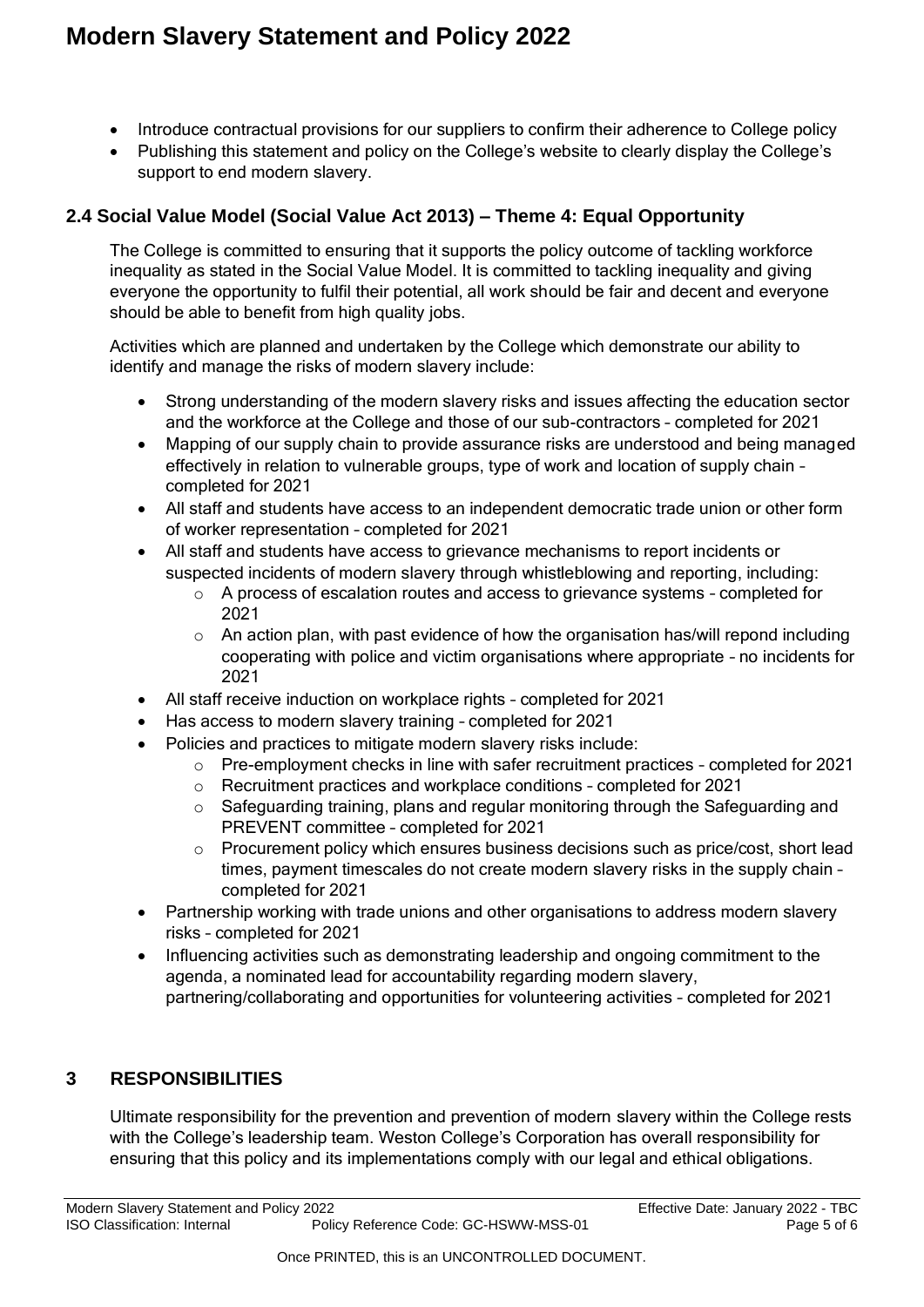- Introduce contractual provisions for our suppliers to confirm their adherence to College policy
- Publishing this statement and policy on the College's website to clearly display the College's support to end modern slavery.

### 2.4 Social Value Model (Social Value Act 2013) – Theme 4: Equal Opportunity

The College is committed to ensuring that it supports the policy outcome of tackling workforce inequality as stated in the Social Value Model. It is committed to tackling inequality and giving everyone the opportunity to fulfil their potential, all work should be fair and decent and everyone should be able to benefit from high quality jobs.

Activities which are planned and undertaken by the College which demonstrate our ability to identify and manage the risks of modern slavery include:

- Strong understanding of the modern slavery risks and issues affecting the education sector and the workforce at the College and those of our sub-contractors – completed for 2021
- Mapping of our supply chain to provide assurance risks are understood and being managed effectively in relation to vulnerable groups, type of work and location of supply chain – completed for 2021
- All staff and students have access to an independent democratic trade union or other form of worker representation – completed for 2021
- All staff and students have access to grievance mechanisms to report incidents or suspected incidents of modern slavery through whistleblowing and reporting, including:
  - A process of escalation routes and access to grievance systems – completed for 2021
  - An action plan, with past evidence of how the organisation has/will repond including cooperating with police and victim organisations where appropriate – no incidents for 2021
- All staff receive induction on workplace rights – completed for 2021
- Has access to modern slavery training – completed for 2021
- Policies and practices to mitigate modern slavery risks include:
  - Pre-employment checks in line with safer recruitment practices – completed for 2021
  - Recruitment practices and workplace conditions – completed for 2021
  - Safeguarding training, plans and regular monitoring through the Safeguarding and PREVENT committee – completed for 2021
  - Procurement policy which ensures business decisions such as price/cost, short lead times, payment timescales do not create modern slavery risks in the supply chain – completed for 2021
- Partnership working with trade unions and other organisations to address modern slavery risks – completed for 2021
- Influencing activities such as demonstrating leadership and ongoing commitment to the agenda, a nominated lead for accountability regarding modern slavery, partnering/collaborating and opportunities for volunteering activities – completed for 2021

## 3 RESPONSIBILITIES

Ultimate responsibility for the prevention and prevention of modern slavery within the College rests with the College's leadership team. Weston College's Corporation has overall responsibility for ensuring that this policy and its implementations comply with our legal and ethical obligations.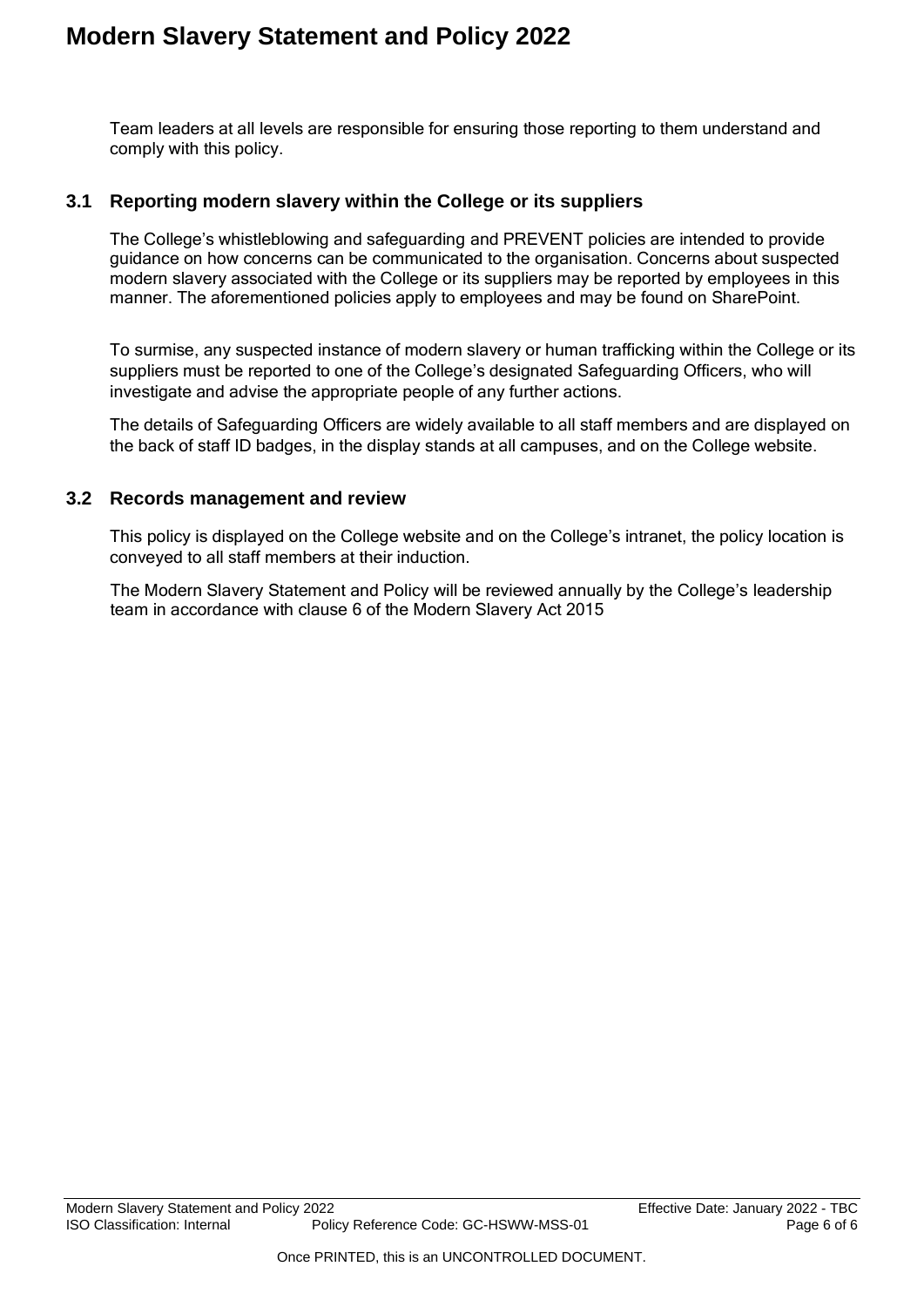Team leaders at all levels are responsible for ensuring those reporting to them understand and comply with this policy.

### 3.1 Reporting modern slavery within the College or its suppliers

The College's whistleblowing and safeguarding and PREVENT policies are intended to provide guidance on how concerns can be communicated to the organisation. Concerns about suspected modern slavery associated with the College or its suppliers may be reported by employees in this manner. The aforementioned policies apply to employees and may be found on SharePoint.

To surmise, any suspected instance of modern slavery or human trafficking within the College or its suppliers must be reported to one of the College's designated Safeguarding Officers, who will investigate and advise the appropriate people of any further actions.

The details of Safeguarding Officers are widely available to all staff members and are displayed on the back of staff ID badges, in the display stands at all campuses, and on the College website.

### 3.2 Records management and review

This policy is displayed on the College website and on the College's intranet, the policy location is conveyed to all staff members at their induction.

The Modern Slavery Statement and Policy will be reviewed annually by the College's leadership team in accordance with clause 6 of the Modern Slavery Act 2015